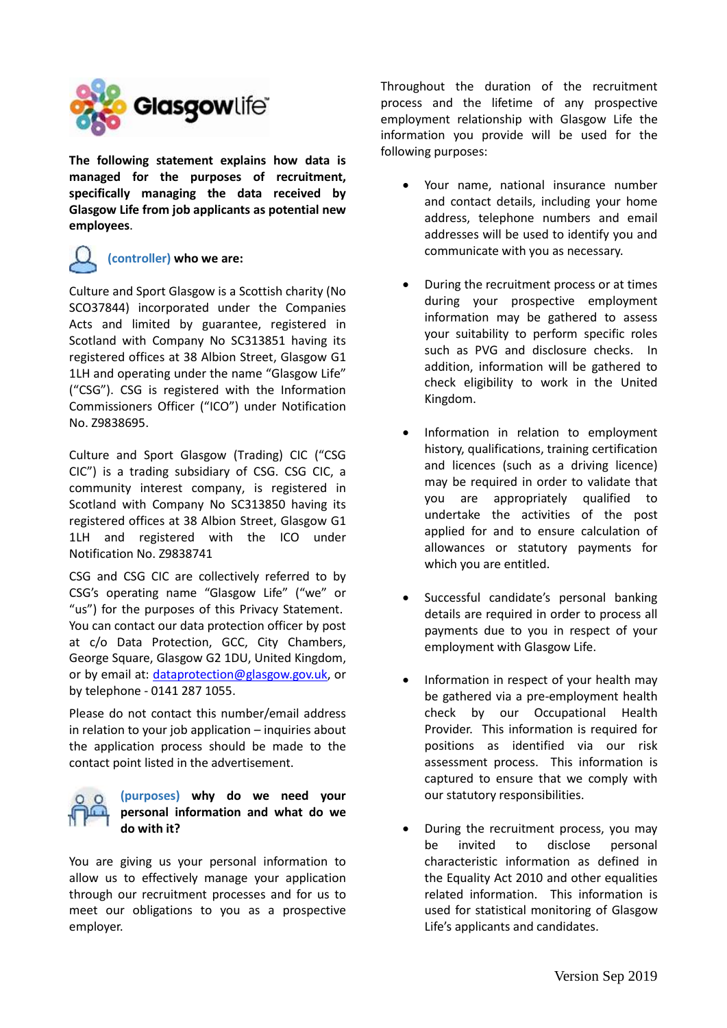**The following statement explains how data is managed for the purposes of recruitment, specifically managing the data received by Glasgow Life from job applicants as potential new employees**.

## (controller) who we are:

Culture and Sport Glasgow is a Scottish charity (No SCO37844) incorporated under the Companies Acts and limited by guarantee, registered in Scotland with Company No SC313851 having its registered offices at 38 Albion Street, Glasgow G1 1LH and operating under the name "Glasgow Life" ("CSG"). CSG is registered with the Information Commissioners Officer ("ICO") under Notification No. Z9838695.

Culture and Sport Glasgow (Trading) CIC ("CSG CIC") is a trading subsidiary of CSG. CSG CIC, a community interest company, is registered in Scotland with Company No SC313850 having its registered offices at 38 Albion Street, Glasgow G1 1LH and registered with the ICO under Notification No. Z9838741

CSG and CSG CIC are collectively referred to by CSG's operating name "Glasgow Life" ("we" or "us") for the purposes of this Privacy Statement. You can contact our data protection officer by post at c/o Data Protection, GCC, City Chambers, George Square, Glasgow G2 1DU, United Kingdom, or by email at: dataprotection@glasgow.gov.uk, or by telephone - 0141 287 1055.

Please do not contact this number/email address in relation to your job application – inquiries about the application process should be made to the contact point listed in the advertisement.

## (purposes) why do we need your personal information and what do we do with it?

You are giving us your personal information to allow us to effectively manage your application through our recruitment processes and for us to meet our obligations to you as a prospective employer.

Throughout the duration of the recruitment process and the lifetime of any prospective employment relationship with Glasgow Life the information you provide will be used for the following purposes:

- Your name, national insurance number and contact details, including your home address, telephone numbers and email addresses will be used to identify you and communicate with you as necessary.

- During the recruitment process or at times during your prospective employment information may be gathered to assess your suitability to perform specific roles such as PVG and disclosure checks. In addition, information will be gathered to check eligibility to work in the United Kingdom.

- Information in relation to employment history, qualifications, training certification and licences (such as a driving licence) may be required in order to validate that you are appropriately qualified to undertake the activities of the post applied for and to ensure calculation of allowances or statutory payments for which you are entitled.

- Successful candidate's personal banking details are required in order to process all payments due to you in respect of your employment with Glasgow Life.

- Information in respect of your health may be gathered via a pre-employment health check by our Occupational Health Provider. This information is required for positions as identified via our risk assessment process. This information is captured to ensure that we comply with our statutory responsibilities.

- During the recruitment process, you may be invited to disclose personal characteristic information as defined in the Equality Act 2010 and other equalities related information. This information is used for statistical monitoring of Glasgow Life's applicants and candidates.

Version Sep 2019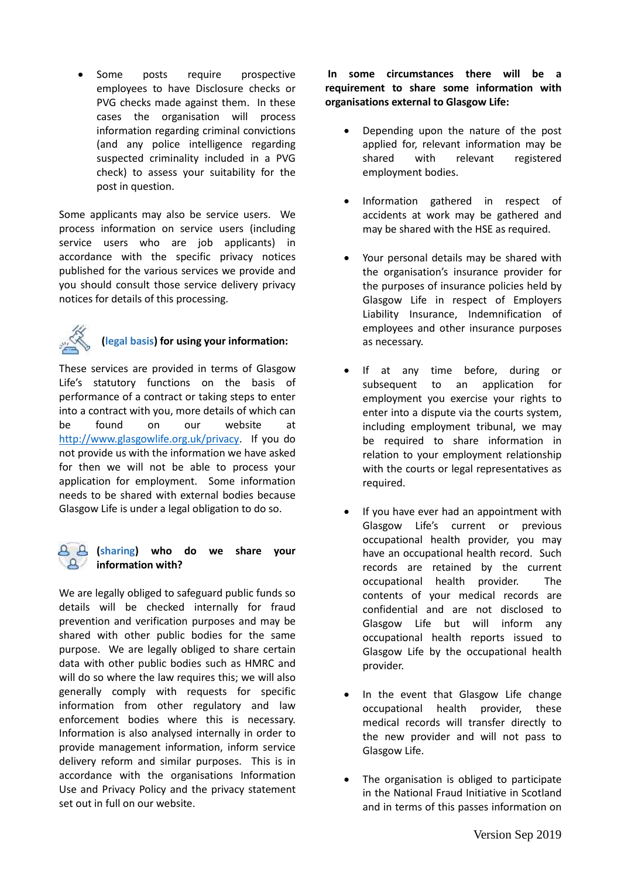- Some posts require prospective employees to have Disclosure checks or PVG checks made against them. In these cases the organisation will process information regarding criminal convictions (and any police intelligence regarding suspected criminality included in a PVG check) to assess your suitability for the post in question.

Some applicants may also be service users. We process information on service users (including service users who are job applicants) in accordance with the specific privacy notices published for the various services we provide and you should consult those service delivery privacy notices for details of this processing.

### (legal basis) for using your information:

These services are provided in terms of Glasgow Life's statutory functions on the basis of performance of a contract or taking steps to enter into a contract with you, more details of which can be found on our website at http://www.glasgowlife.org.uk/privacy. If you do not provide us with the information we have asked for then we will not be able to process your application for employment. Some information needs to be shared with external bodies because Glasgow Life is under a legal obligation to do so.

### (sharing) who do we share your information with?

We are legally obliged to safeguard public funds so details will be checked internally for fraud prevention and verification purposes and may be shared with other public bodies for the same purpose. We are legally obliged to share certain data with other public bodies such as HMRC and will do so where the law requires this; we will also generally comply with requests for specific information from other regulatory and law enforcement bodies where this is necessary. Information is also analysed internally in order to provide management information, inform service delivery reform and similar purposes. This is in accordance with the organisations Information Use and Privacy Policy and the privacy statement set out in full on our website.

**In some circumstances there will be a requirement to share some information with organisations external to Glasgow Life:**

- Depending upon the nature of the post applied for, relevant information may be shared with relevant registered employment bodies.
- Information gathered in respect of accidents at work may be gathered and may be shared with the HSE as required.
- Your personal details may be shared with the organisation's insurance provider for the purposes of insurance policies held by Glasgow Life in respect of Employers Liability Insurance, Indemnification of employees and other insurance purposes as necessary.
- If at any time before, during or subsequent to an application for employment you exercise your rights to enter into a dispute via the courts system, including employment tribunal, we may be required to share information in relation to your employment relationship with the courts or legal representatives as required.
- If you have ever had an appointment with Glasgow Life's current or previous occupational health provider, you may have an occupational health record. Such records are retained by the current occupational health provider. The contents of your medical records are confidential and are not disclosed to Glasgow Life but will inform any occupational health reports issued to Glasgow Life by the occupational health provider.
- In the event that Glasgow Life change occupational health provider, these medical records will transfer directly to the new provider and will not pass to Glasgow Life.
- The organisation is obliged to participate in the National Fraud Initiative in Scotland and in terms of this passes information on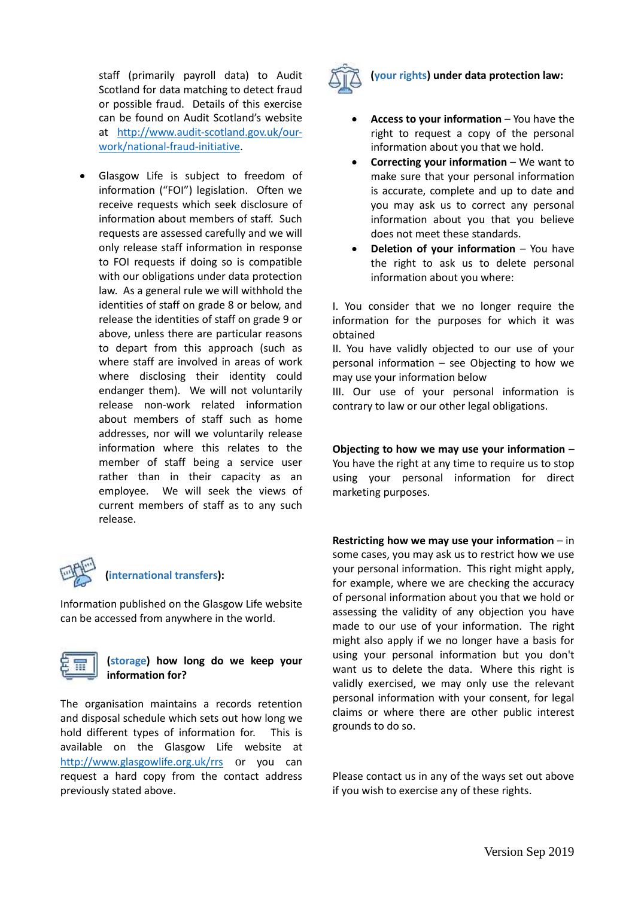staff (primarily payroll data) to Audit Scotland for data matching to detect fraud or possible fraud. Details of this exercise can be found on Audit Scotland's website at http://www.audit-scotland.gov.uk/our-work/national-fraud-initiative.

- Glasgow Life is subject to freedom of information ("FOI") legislation. Often we receive requests which seek disclosure of information about members of staff. Such requests are assessed carefully and we will only release staff information in response to FOI requests if doing so is compatible with our obligations under data protection law. As a general rule we will withhold the identities of staff on grade 8 or below, and release the identities of staff on grade 9 or above, unless there are particular reasons to depart from this approach (such as where staff are involved in areas of work where disclosing their identity could endanger them). We will not voluntarily release non-work related information about members of staff such as home addresses, nor will we voluntarily release information where this relates to the member of staff being a service user rather than in their capacity as an employee. We will seek the views of current members of staff as to any such release.

## (international transfers):

Information published on the Glasgow Life website can be accessed from anywhere in the world.

## (storage) how long do we keep your information for?

The organisation maintains a records retention and disposal schedule which sets out how long we hold different types of information for. This is available on the Glasgow Life website at http://www.glasgowlife.org.uk/rrs or you can request a hard copy from the contact address previously stated above.

## (your rights) under data protection law:

- **Access to your information** – You have the right to request a copy of the personal information about you that we hold.
- **Correcting your information** – We want to make sure that your personal information is accurate, complete and up to date and you may ask us to correct any personal information about you that you believe does not meet these standards.
- **Deletion of your information** – You have the right to ask us to delete personal information about you where:

I. You consider that we no longer require the information for the purposes for which it was obtained
II. You have validly objected to our use of your personal information – see Objecting to how we may use your information below
III. Our use of your personal information is contrary to law or our other legal obligations.

**Objecting to how we may use your information** – You have the right at any time to require us to stop using your personal information for direct marketing purposes.

**Restricting how we may use your information** – in some cases, you may ask us to restrict how we use your personal information. This right might apply, for example, where we are checking the accuracy of personal information about you that we hold or assessing the validity of any objection you have made to our use of your information. The right might also apply if we no longer have a basis for using your personal information but you don't want us to delete the data. Where this right is validly exercised, we may only use the relevant personal information with your consent, for legal claims or where there are other public interest grounds to do so.

Please contact us in any of the ways set out above if you wish to exercise any of these rights.

Version Sep 2019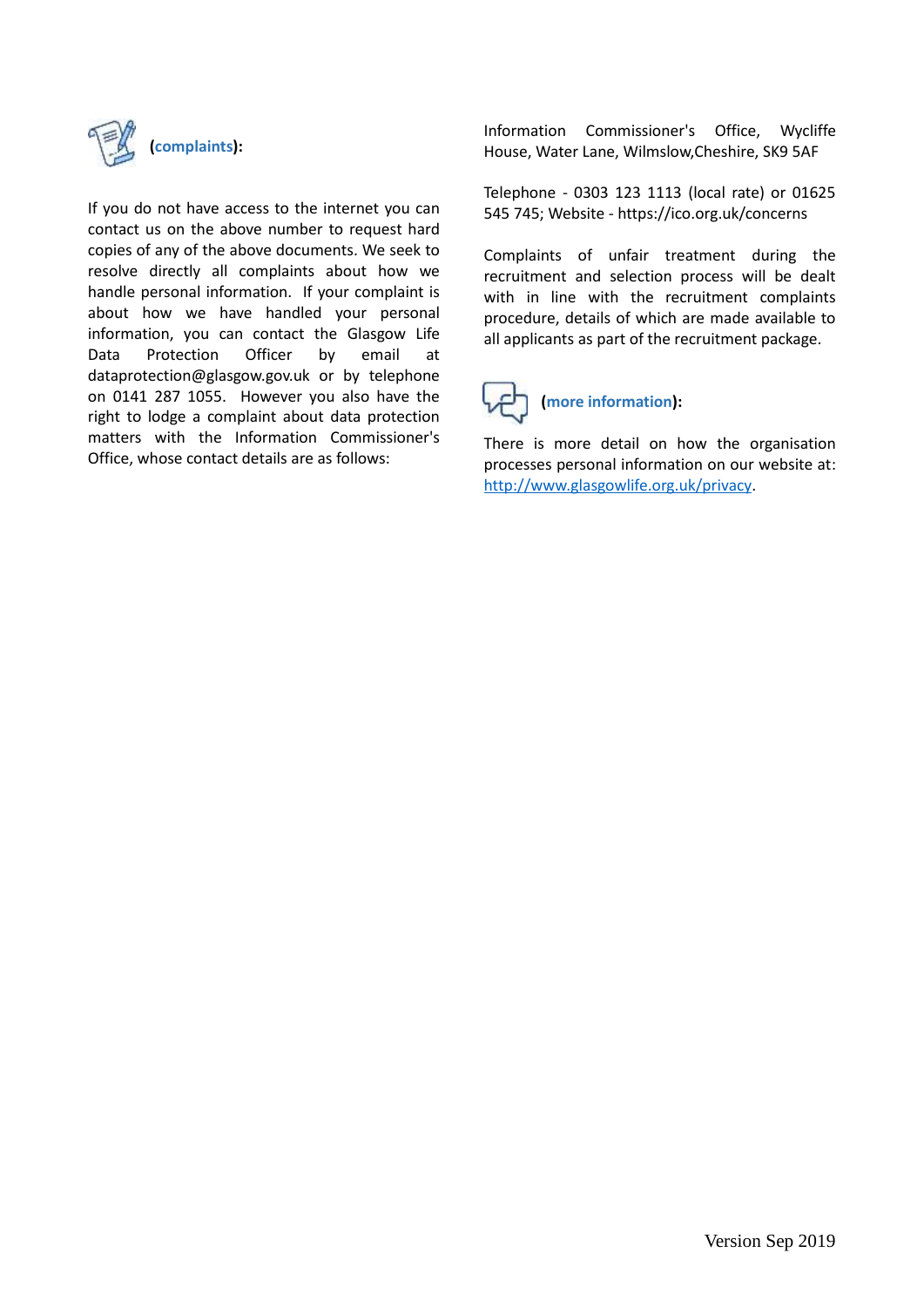### (complaints):

If you do not have access to the internet you can contact us on the above number to request hard copies of any of the above documents. We seek to resolve directly all complaints about how we handle personal information. If your complaint is about how we have handled your personal information, you can contact the Glasgow Life Data Protection Officer by email at dataprotection@glasgow.gov.uk or by telephone on 0141 287 1055. However you also have the right to lodge a complaint about data protection matters with the Information Commissioner's Office, whose contact details are as follows:

Information Commissioner's Office, Wycliffe House, Water Lane, Wilmslow,Cheshire, SK9 5AF

Telephone - 0303 123 1113 (local rate) or 01625 545 745; Website - https://ico.org.uk/concerns

Complaints of unfair treatment during the recruitment and selection process will be dealt with in line with the recruitment complaints procedure, details of which are made available to all applicants as part of the recruitment package.

### (more information):

There is more detail on how the organisation processes personal information on our website at: http://www.glasgowlife.org.uk/privacy.

Version Sep 2019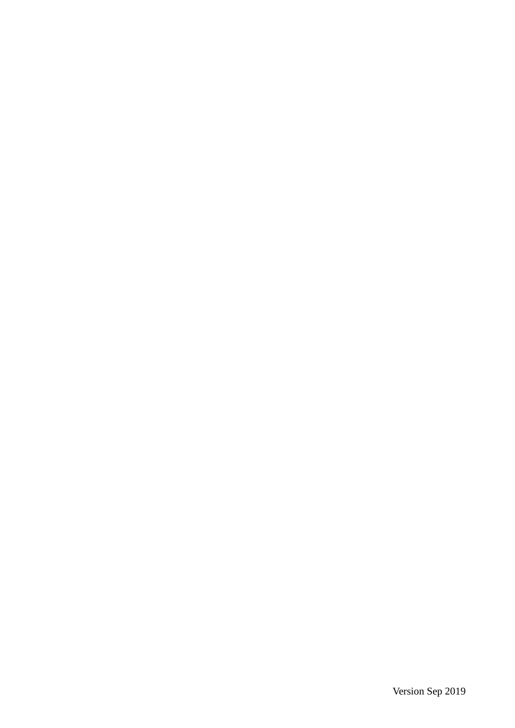Version Sep 2019